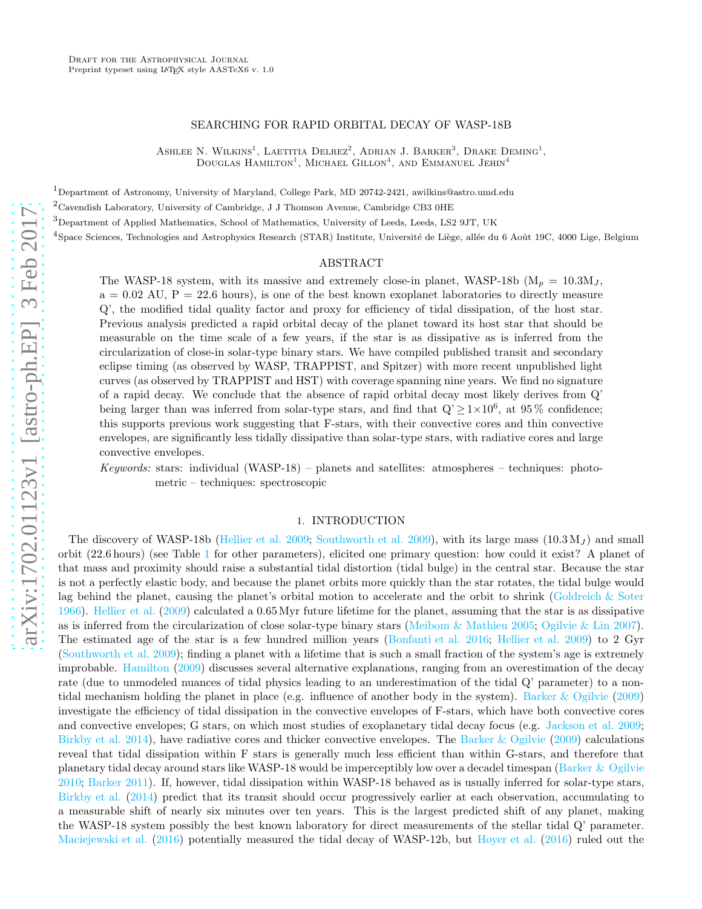Draft for the Astrophysical Journal
Preprint typeset using LaTeX style AASTeX6 v. 1.0

# SEARCHING FOR RAPID ORBITAL DECAY OF WASP-18B

Ashlee N. Wilkins[1], Laetitia Delrez[2], Adrian J. Barker[3], Drake Deming[1], Douglas Hamilton[1], Michael Gillon[4], and Emmanuel Jehin[4]

[1]Department of Astronomy, University of Maryland, College Park, MD 20742-2421, awilkins@astro.umd.edu

[2]Cavendish Laboratory, University of Cambridge, J J Thomson Avenue, Cambridge CB3 0HE

[3]Department of Applied Mathematics, School of Mathematics, University of Leeds, Leeds, LS2 9JT, UK

[4]Space Sciences, Technologies and Astrophysics Research (STAR) Institute, Université de Liège, allée du 6 Août 19C, 4000 Lige, Belgium

## ABSTRACT

The WASP-18 system, with its massive and extremely close-in planet, WASP-18b ($M_p = 10.3 M_J$, a = 0.02 AU, P = 22.6 hours), is one of the best known exoplanet laboratories to directly measure Q', the modified tidal quality factor and proxy for efficiency of tidal dissipation, of the host star. Previous analysis predicted a rapid orbital decay of the planet toward its host star that should be measurable on the time scale of a few years, if the star is as dissipative as is inferred from the circularization of close-in solar-type binary stars. We have compiled published transit and secondary eclipse timing (as observed by WASP, TRAPPIST, and Spitzer) with more recent unpublished light curves (as observed by TRAPPIST and HST) with coverage spanning nine years. We find no signature of a rapid decay. We conclude that the absence of rapid orbital decay most likely derives from Q' being larger than was inferred from solar-type stars, and find that Q' $\geq 1\times10^6$, at 95 % confidence; this supports previous work suggesting that F-stars, with their convective cores and thin convective envelopes, are significantly less tidally dissipative than solar-type stars, with radiative cores and large convective envelopes.

*Keywords:* stars: individual (WASP-18) – planets and satellites: atmospheres – techniques: photometric – techniques: spectroscopic

## 1. INTRODUCTION

The discovery of WASP-18b (Hellier et al. 2009; Southworth et al. 2009), with its large mass ($10.3\,M_J$) and small orbit (22.6 hours) (see Table 1 for other parameters), elicited one primary question: how could it exist? A planet of that mass and proximity should raise a substantial tidal distortion (tidal bulge) in the central star. Because the star is not a perfectly elastic body, and because the planet orbits more quickly than the star rotates, the tidal bulge would lag behind the planet, causing the planet's orbital motion to accelerate and the orbit to shrink (Goldreich & Soter 1966). Hellier et al. (2009) calculated a 0.65 Myr future lifetime for the planet, assuming that the star is as dissipative as is inferred from the circularization of close solar-type binary stars (Meibom & Mathieu 2005; Ogilvie & Lin 2007). The estimated age of the star is a few hundred million years (Bonfanti et al. 2016; Hellier et al. 2009) to 2 Gyr (Southworth et al. 2009); finding a planet with a lifetime that is such a small fraction of the system's age is extremely improbable. Hamilton (2009) discusses several alternative explanations, ranging from an overestimation of the decay rate (due to unmodeled nuances of tidal physics leading to an underestimation of the tidal Q' parameter) to a non-tidal mechanism holding the planet in place (e.g. influence of another body in the system). Barker & Ogilvie (2009) investigate the efficiency of tidal dissipation in the convective envelopes of F-stars, which have both convective cores and convective envelopes; G stars, on which most studies of exoplanetary tidal decay focus (e.g. Jackson et al. 2009; Birkby et al. 2014), have radiative cores and thicker convective envelopes. The Barker & Ogilvie (2009) calculations reveal that tidal dissipation within F stars is generally much less efficient than within G-stars, and therefore that planetary tidal decay around stars like WASP-18 would be imperceptibly low over a decadel timespan (Barker & Ogilvie 2010; Barker 2011). If, however, tidal dissipation within WASP-18 behaved as is usually inferred for solar-type stars, Birkby et al. (2014) predict that its transit should occur progressively earlier at each observation, accumulating to a measurable shift of nearly six minutes over ten years. This is the largest predicted shift of any planet, making the WASP-18 system possibly the best known laboratory for direct measurements of the stellar tidal Q' parameter. Maciejewski et al. (2016) potentially measured the tidal decay of WASP-12b, but Hoyer et al. (2016) ruled out the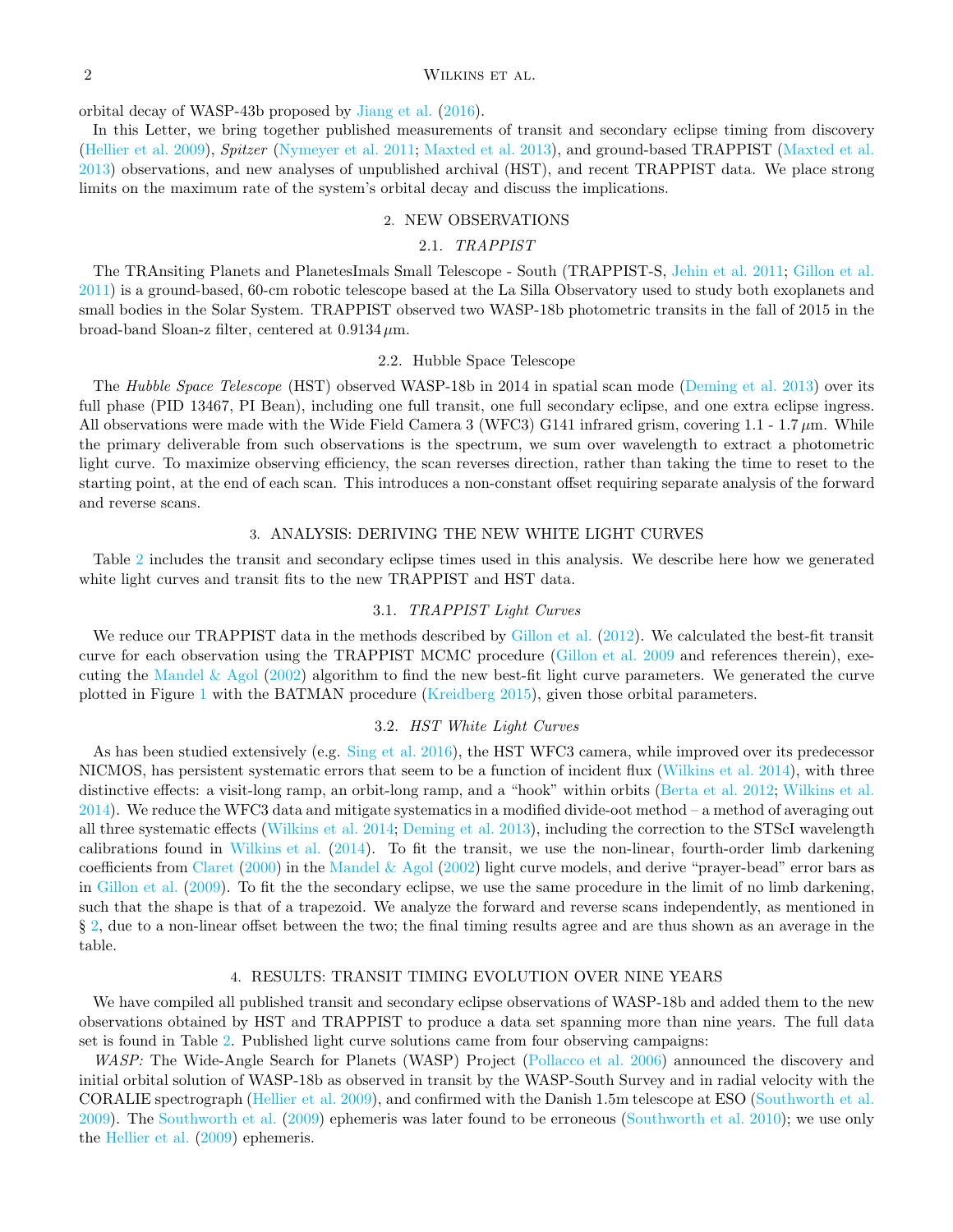orbital decay of WASP-43b proposed by Jiang et al. (2016).

In this Letter, we bring together published measurements of transit and secondary eclipse timing from discovery (Hellier et al. 2009), *Spitzer* (Nymeyer et al. 2011; Maxted et al. 2013), and ground-based TRAPPIST (Maxted et al. 2013) observations, and new analyses of unpublished archival (HST), and recent TRAPPIST data. We place strong limits on the maximum rate of the system's orbital decay and discuss the implications.

## 2. NEW OBSERVATIONS

### 2.1. *TRAPPIST*

The TRAnsiting Planets and PlanetesImals Small Telescope - South (TRAPPIST-S, Jehin et al. 2011; Gillon et al. 2011) is a ground-based, 60-cm robotic telescope based at the La Silla Observatory used to study both exoplanets and small bodies in the Solar System. TRAPPIST observed two WASP-18b photometric transits in the fall of 2015 in the broad-band Sloan-z filter, centered at 0.9134 $\mu$m.

### 2.2. Hubble Space Telescope

The *Hubble Space Telescope* (HST) observed WASP-18b in 2014 in spatial scan mode (Deming et al. 2013) over its full phase (PID 13467, PI Bean), including one full transit, one full secondary eclipse, and one extra eclipse ingress. All observations were made with the Wide Field Camera 3 (WFC3) G141 infrared grism, covering 1.1 - 1.7 $\mu$m. While the primary deliverable from such observations is the spectrum, we sum over wavelength to extract a photometric light curve. To maximize observing efficiency, the scan reverses direction, rather than taking the time to reset to the starting point, at the end of each scan. This introduces a non-constant offset requiring separate analysis of the forward and reverse scans.

## 3. ANALYSIS: DERIVING THE NEW WHITE LIGHT CURVES

Table 2 includes the transit and secondary eclipse times used in this analysis. We describe here how we generated white light curves and transit fits to the new TRAPPIST and HST data.

### 3.1. *TRAPPIST Light Curves*

We reduce our TRAPPIST data in the methods described by Gillon et al. (2012). We calculated the best-fit transit curve for each observation using the TRAPPIST MCMC procedure (Gillon et al. 2009 and references therein), executing the Mandel & Agol (2002) algorithm to find the new best-fit light curve parameters. We generated the curve plotted in Figure 1 with the BATMAN procedure (Kreidberg 2015), given those orbital parameters.

### 3.2. *HST White Light Curves*

As has been studied extensively (e.g. Sing et al. 2016), the HST WFC3 camera, while improved over its predecessor NICMOS, has persistent systematic errors that seem to be a function of incident flux (Wilkins et al. 2014), with three distinctive effects: a visit-long ramp, an orbit-long ramp, and a "hook" within orbits (Berta et al. 2012; Wilkins et al. 2014). We reduce the WFC3 data and mitigate systematics in a modified divide-oot method – a method of averaging out all three systematic effects (Wilkins et al. 2014; Deming et al. 2013), including the correction to the STScI wavelength calibrations found in Wilkins et al. (2014). To fit the transit, we use the non-linear, fourth-order limb darkening coefficients from Claret (2000) in the Mandel & Agol (2002) light curve models, and derive "prayer-bead" error bars as in Gillon et al. (2009). To fit the the secondary eclipse, we use the same procedure in the limit of no limb darkening, such that the shape is that of a trapezoid. We analyze the forward and reverse scans independently, as mentioned in § 2, due to a non-linear offset between the two; the final timing results agree and are thus shown as an average in the table.

## 4. RESULTS: TRANSIT TIMING EVOLUTION OVER NINE YEARS

We have compiled all published transit and secondary eclipse observations of WASP-18b and added them to the new observations obtained by HST and TRAPPIST to produce a data set spanning more than nine years. The full data set is found in Table 2. Published light curve solutions came from four observing campaigns:

*WASP:* The Wide-Angle Search for Planets (WASP) Project (Pollacco et al. 2006) announced the discovery and initial orbital solution of WASP-18b as observed in transit by the WASP-South Survey and in radial velocity with the CORALIE spectrograph (Hellier et al. 2009), and confirmed with the Danish 1.5m telescope at ESO (Southworth et al. 2009). The Southworth et al. (2009) ephemeris was later found to be erroneous (Southworth et al. 2010); we use only the Hellier et al. (2009) ephemeris.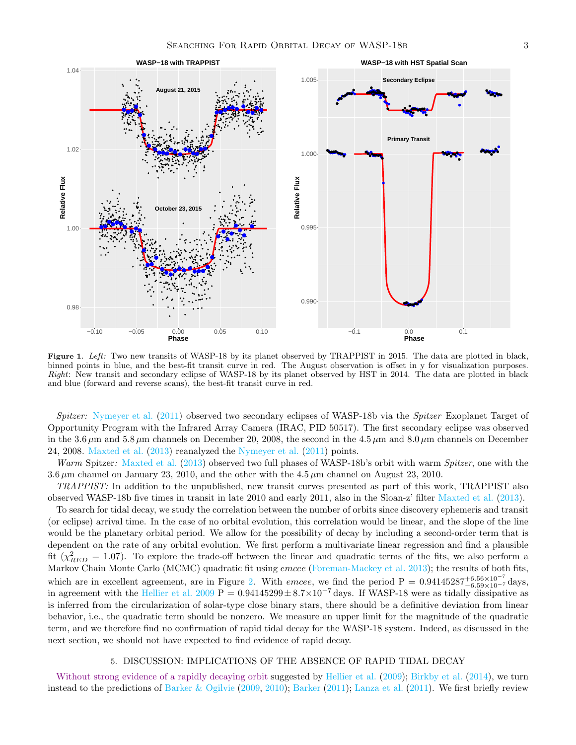**Figure 1**. *Left:* Two new transits of WASP-18 by its planet observed by TRAPPIST in 2015. The data are plotted in black, binned points in blue, and the best-fit transit curve in red. The August observation is offset in y for visualization purposes. *Right*: New transit and secondary eclipse of WASP-18 by its planet observed by HST in 2014. The data are plotted in black and blue (forward and reverse scans), the best-fit transit curve in red.

*Spitzer:* Nymeyer et al. (2011) observed two secondary eclipses of WASP-18b via the *Spitzer* Exoplanet Target of Opportunity Program with the Infrared Array Camera (IRAC, PID 50517). The first secondary eclipse was observed in the 3.6 $\mu$m and 5.8 $\mu$m channels on December 20, 2008, the second in the 4.5 $\mu$m and 8.0 $\mu$m channels on December 24, 2008. Maxted et al. (2013) reanalyzed the Nymeyer et al. (2011) points.

*Warm* Spitzer*:* Maxted et al. (2013) observed two full phases of WASP-18b's orbit with warm *Spitzer*, one with the 3.6 $\mu$m channel on January 23, 2010, and the other with the 4.5 $\mu$m channel on August 23, 2010.

*TRAPPIST:* In addition to the unpublished, new transit curves presented as part of this work, TRAPPIST also observed WASP-18b five times in transit in late 2010 and early 2011, also in the Sloan-z' filter Maxted et al. (2013).

To search for tidal decay, we study the correlation between the number of orbits since discovery ephemeris and transit (or eclipse) arrival time. In the case of no orbital evolution, this correlation would be linear, and the slope of the line would be the planetary orbital period. We allow for the possibility of decay by including a second-order term that is dependent on the rate of any orbital evolution. We first perform a multivariate linear regression and find a plausible fit ($\chi^2_{RED} = 1.07$). To explore the trade-off between the linear and quadratic terms of the fits, we also perform a Markov Chain Monte Carlo (MCMC) quadratic fit using *emcee* (Foreman-Mackey et al. 2013); the results of both fits, which are in excellent agreement, are in Figure 2. With *emcee*, we find the period P $= 0.94145287^{+6.56\times10^{-7}}_{-6.59\times10^{-7}}$ days, in agreement with the Hellier et al. 2009 P $= 0.94145299 \pm 8.7\times10^{-7}$ days. If WASP-18 were as tidally dissipative as is inferred from the circularization of solar-type close binary stars, there should be a definitive deviation from linear behavior, i.e., the quadratic term should be nonzero. We measure an upper limit for the magnitude of the quadratic term, and we therefore find no confirmation of rapid tidal decay for the WASP-18 system. Indeed, as discussed in the next section, we should not have expected to find evidence of rapid decay.

## 5. DISCUSSION: IMPLICATIONS OF THE ABSENCE OF RAPID TIDAL DECAY

Without strong evidence of a rapidly decaying orbit suggested by Hellier et al. (2009); Birkby et al. (2014), we turn instead to the predictions of Barker & Ogilvie (2009, 2010); Barker (2011); Lanza et al. (2011). We first briefly review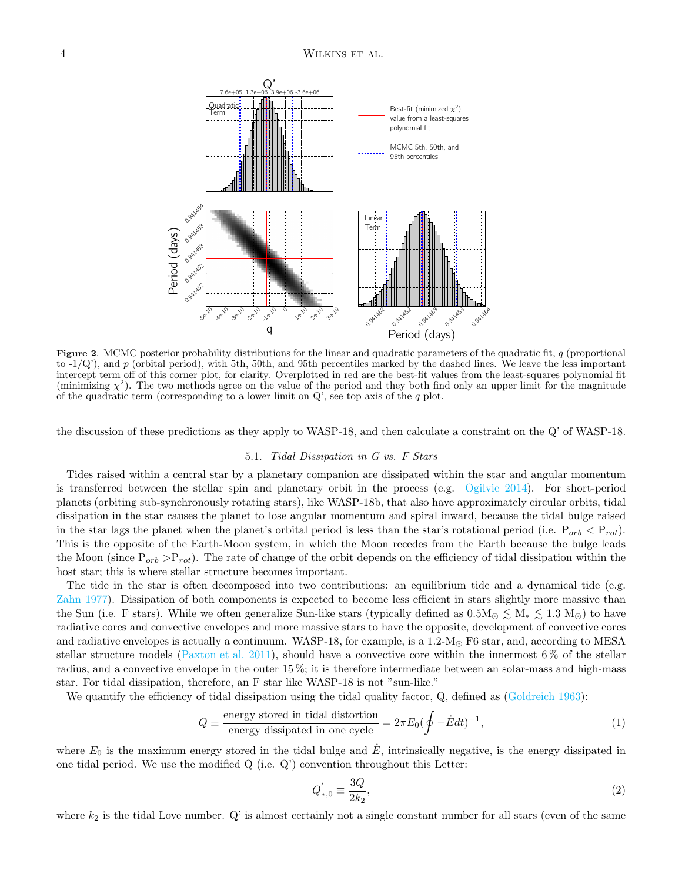**Figure 2**. MCMC posterior probability distributions for the linear and quadratic parameters of the quadratic fit, $q$ (proportional to -1/Q'), and $p$ (orbital period), with 5th, 50th, and 95th percentiles marked by the dashed lines. We leave the less important intercept term off of this corner plot, for clarity. Overplotted in red are the best-fit values from the least-squares polynomial fit (minimizing $\chi^2$). The two methods agree on the value of the period and they both find only an upper limit for the magnitude of the quadratic term (corresponding to a lower limit on Q', see top axis of the $q$ plot.

the discussion of these predictions as they apply to WASP-18, and then calculate a constraint on the Q' of WASP-18.

### 5.1. *Tidal Dissipation in G vs. F Stars*

Tides raised within a central star by a planetary companion are dissipated within the star and angular momentum is transferred between the stellar spin and planetary orbit in the process (e.g. Ogilvie 2014). For short-period planets (orbiting sub-synchronously rotating stars), like WASP-18b, that also have approximately circular orbits, tidal dissipation in the star causes the planet to lose angular momentum and spiral inward, because the tidal bulge raised in the star lags the planet when the planet's orbital period is less than the star's rotational period (i.e. $P_{orb} < P_{rot}$). This is the opposite of the Earth-Moon system, in which the Moon recedes from the Earth because the bulge leads the Moon (since $P_{orb} > P_{rot}$). The rate of change of the orbit depends on the efficiency of tidal dissipation within the host star; this is where stellar structure becomes important.

The tide in the star is often decomposed into two contributions: an equilibrium tide and a dynamical tide (e.g. Zahn 1977). Dissipation of both components is expected to become less efficient in stars slightly more massive than the Sun (i.e. F stars). While we often generalize Sun-like stars (typically defined as $0.5\mathrm{M}_\odot \lesssim \mathrm{M}_* \lesssim 1.3\ \mathrm{M}_\odot$) to have radiative cores and convective envelopes and more massive stars to have the opposite, development of convective cores and radiative envelopes is actually a continuum. WASP-18, for example, is a 1.2-$\mathrm{M}_\odot$ F6 star, and, according to MESA stellar structure models (Paxton et al. 2011), should have a convective core within the innermost 6 % of the stellar radius, and a convective envelope in the outer 15 %; it is therefore intermediate between an solar-mass and high-mass star. For tidal dissipation, therefore, an F star like WASP-18 is not "sun-like."

We quantify the efficiency of tidal dissipation using the tidal quality factor, Q, defined as (Goldreich 1963):

$$Q \equiv \frac{\text{energy stored in tidal distortion}}{\text{energy dissipated in one cycle}} = 2\pi E_0 \left(\oint -\dot{E}dt\right)^{-1}, \tag{1}$$

where $E_0$ is the maximum energy stored in the tidal bulge and $\dot{E}$, intrinsically negative, is the energy dissipated in one tidal period. We use the modified Q (i.e. Q') convention throughout this Letter:

$$Q'_{*,0} \equiv \frac{3Q}{2k_2}, \tag{2}$$

where $k_2$ is the tidal Love number. Q' is almost certainly not a single constant number for all stars (even of the same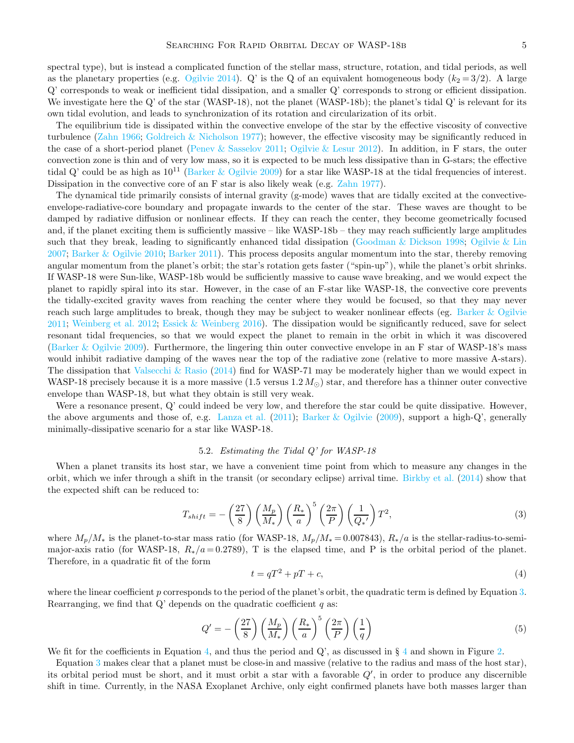spectral type), but is instead a complicated function of the stellar mass, structure, rotation, and tidal periods, as well as the planetary properties (e.g. Ogilvie 2014). Q' is the Q of an equivalent homogeneous body ($k_2 = 3/2$). A large Q' corresponds to weak or inefficient tidal dissipation, and a smaller Q' corresponds to strong or efficient dissipation. We investigate here the Q' of the star (WASP-18), not the planet (WASP-18b); the planet's tidal Q' is relevant for its own tidal evolution, and leads to synchronization of its rotation and circularization of its orbit.

The equilibrium tide is dissipated within the convective envelope of the star by the effective viscosity of convective turbulence (Zahn 1966; Goldreich & Nicholson 1977); however, the effective viscosity may be significantly reduced in the case of a short-period planet (Penev & Sasselov 2011; Ogilvie & Lesur 2012). In addition, in F stars, the outer convection zone is thin and of very low mass, so it is expected to be much less dissipative than in G-stars; the effective tidal Q' could be as high as $10^{11}$ (Barker & Ogilvie 2009) for a star like WASP-18 at the tidal frequencies of interest. Dissipation in the convective core of an F star is also likely weak (e.g. Zahn 1977).

The dynamical tide primarily consists of internal gravity (g-mode) waves that are tidally excited at the convective-envelope-radiative-core boundary and propagate inwards to the center of the star. These waves are thought to be damped by radiative diffusion or nonlinear effects. If they can reach the center, they become geometrically focused and, if the planet exciting them is sufficiently massive – like WASP-18b – they may reach sufficiently large amplitudes such that they break, leading to significantly enhanced tidal dissipation (Goodman & Dickson 1998; Ogilvie & Lin 2007; Barker & Ogilvie 2010; Barker 2011). This process deposits angular momentum into the star, thereby removing angular momentum from the planet's orbit; the star's rotation gets faster ("spin-up"), while the planet's orbit shrinks. If WASP-18 were Sun-like, WASP-18b would be sufficiently massive to cause wave breaking, and we would expect the planet to rapidly spiral into its star. However, in the case of an F-star like WASP-18, the convective core prevents the tidally-excited gravity waves from reaching the center where they would be focused, so that they may never reach such large amplitudes to break, though they may be subject to weaker nonlinear effects (eg. Barker & Ogilvie 2011; Weinberg et al. 2012; Essick & Weinberg 2016). The dissipation would be significantly reduced, save for select resonant tidal frequencies, so that we would expect the planet to remain in the orbit in which it was discovered (Barker & Ogilvie 2009). Furthermore, the lingering thin outer convective envelope in an F star of WASP-18's mass would inhibit radiative damping of the waves near the top of the radiative zone (relative to more massive A-stars). The dissipation that Valsecchi & Rasio (2014) find for WASP-71 may be moderately higher than we would expect in WASP-18 precisely because it is a more massive (1.5 versus 1.2 $M_\odot$) star, and therefore has a thinner outer convective envelope than WASP-18, but what they obtain is still very weak.

Were a resonance present, Q' could indeed be very low, and therefore the star could be quite dissipative. However, the above arguments and those of, e.g. Lanza et al. (2011); Barker & Ogilvie (2009), support a high-Q', generally minimally-dissipative scenario for a star like WASP-18.

### 5.2. *Estimating the Tidal Q' for WASP-18*

When a planet transits its host star, we have a convenient time point from which to measure any changes in the orbit, which we infer through a shift in the transit (or secondary eclipse) arrival time. Birkby et al. (2014) show that the expected shift can be reduced to:

$$T_{shift} = -\left(\frac{27}{8}\right)\left(\frac{M_p}{M_*}\right)\left(\frac{R_*}{a}\right)^5\left(\frac{2\pi}{P}\right)\left(\frac{1}{Q_*'}\right)T^2, \tag{3}$$

where $M_p/M_*$ is the planet-to-star mass ratio (for WASP-18, $M_p/M_* = 0.007843$), $R_*/a$ is the stellar-radius-to-semi-major-axis ratio (for WASP-18, $R_*/a = 0.2789$), T is the elapsed time, and P is the orbital period of the planet. Therefore, in a quadratic fit of the form

$$t = qT^2 + pT + c, \tag{4}$$

where the linear coefficient $p$ corresponds to the period of the planet's orbit, the quadratic term is defined by Equation 3. Rearranging, we find that Q' depends on the quadratic coefficient $q$ as:

$$Q' = -\left(\frac{27}{8}\right)\left(\frac{M_p}{M_*}\right)\left(\frac{R_*}{a}\right)^5\left(\frac{2\pi}{P}\right)\left(\frac{1}{q}\right) \tag{5}$$

We fit for the coefficients in Equation 4, and thus the period and Q', as discussed in § 4 and shown in Figure 2.

Equation 3 makes clear that a planet must be close-in and massive (relative to the radius and mass of the host star), its orbital period must be short, and it must orbit a star with a favorable $Q'$, in order to produce any discernible shift in time. Currently, in the NASA Exoplanet Archive, only eight confirmed planets have both masses larger than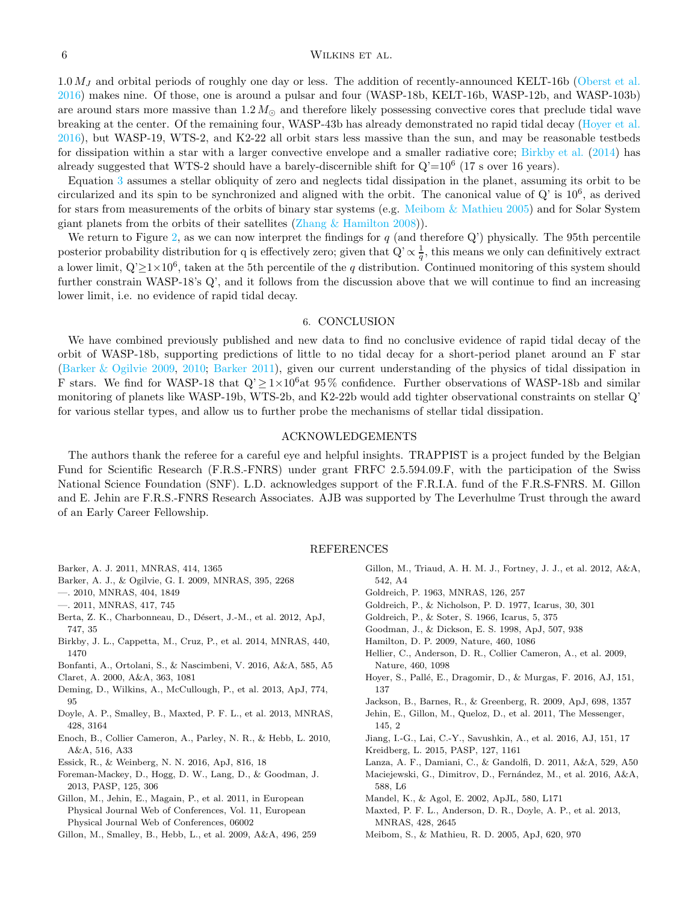$1.0\,M_J$ and orbital periods of roughly one day or less. The addition of recently-announced KELT-16b (Oberst et al. 2016) makes nine. Of those, one is around a pulsar and four (WASP-18b, KELT-16b, WASP-12b, and WASP-103b) are around stars more massive than $1.2\,M_\odot$ and therefore likely possessing convective cores that preclude tidal wave breaking at the center. Of the remaining four, WASP-43b has already demonstrated no rapid tidal decay (Hoyer et al. 2016), but WASP-19, WTS-2, and K2-22 all orbit stars less massive than the sun, and may be reasonable testbeds for dissipation within a star with a larger convective envelope and a smaller radiative core; Birkby et al. (2014) has already suggested that WTS-2 should have a barely-discernible shift for Q'=$10^6$ (17 s over 16 years).

Equation 3 assumes a stellar obliquity of zero and neglects tidal dissipation in the planet, assuming its orbit to be circularized and its spin to be synchronized and aligned with the orbit. The canonical value of Q' is $10^6$, as derived for stars from measurements of the orbits of binary star systems (e.g. Meibom & Mathieu 2005) and for Solar System giant planets from the orbits of their satellites (Zhang & Hamilton 2008)).

We return to Figure 2, as we can now interpret the findings for $q$ (and therefore Q') physically. The 95th percentile posterior probability distribution for q is effectively zero; given that Q' $\propto \frac{1}{q}$, this means we only can definitively extract a lower limit, Q'$\geq 1\times10^6$, taken at the 5th percentile of the $q$ distribution. Continued monitoring of this system should further constrain WASP-18's Q', and it follows from the discussion above that we will continue to find an increasing lower limit, i.e. no evidence of rapid tidal decay.

## 6. CONCLUSION

We have combined previously published and new data to find no conclusive evidence of rapid tidal decay of the orbit of WASP-18b, supporting predictions of little to no tidal decay for a short-period planet around an F star (Barker & Ogilvie 2009, 2010; Barker 2011), given our current understanding of the physics of tidal dissipation in F stars. We find for WASP-18 that Q' $\geq 1\times10^6$at 95 % confidence. Further observations of WASP-18b and similar monitoring of planets like WASP-19b, WTS-2b, and K2-22b would add tighter observational constraints on stellar Q' for various stellar types, and allow us to further probe the mechanisms of stellar tidal dissipation.

## ACKNOWLEDGEMENTS

The authors thank the referee for a careful eye and helpful insights. TRAPPIST is a project funded by the Belgian Fund for Scientific Research (F.R.S.-FNRS) under grant FRFC 2.5.594.09.F, with the participation of the Swiss National Science Foundation (SNF). L.D. acknowledges support of the F.R.I.A. fund of the F.R.S-FNRS. M. Gillon and E. Jehin are F.R.S.-FNRS Research Associates. AJB was supported by The Leverhulme Trust through the award of an Early Career Fellowship.

## REFERENCES

Barker, A. J. 2011, MNRAS, 414, 1365

Barker, A. J., & Ogilvie, G. I. 2009, MNRAS, 395, 2268

—. 2010, MNRAS, 404, 1849

—. 2011, MNRAS, 417, 745

Berta, Z. K., Charbonneau, D., Désert, J.-M., et al. 2012, ApJ, 747, 35

Birkby, J. L., Cappetta, M., Cruz, P., et al. 2014, MNRAS, 440, 1470

Bonfanti, A., Ortolani, S., & Nascimbeni, V. 2016, A&A, 585, A5

Claret, A. 2000, A&A, 363, 1081

Deming, D., Wilkins, A., McCullough, P., et al. 2013, ApJ, 774, 95

Doyle, A. P., Smalley, B., Maxted, P. F. L., et al. 2013, MNRAS, 428, 3164

Enoch, B., Collier Cameron, A., Parley, N. R., & Hebb, L. 2010, A&A, 516, A33

Essick, R., & Weinberg, N. N. 2016, ApJ, 816, 18

Foreman-Mackey, D., Hogg, D. W., Lang, D., & Goodman, J. 2013, PASP, 125, 306

Gillon, M., Jehin, E., Magain, P., et al. 2011, in European Physical Journal Web of Conferences, Vol. 11, European Physical Journal Web of Conferences, 06002

Gillon, M., Smalley, B., Hebb, L., et al. 2009, A&A, 496, 259

Gillon, M., Triaud, A. H. M. J., Fortney, J. J., et al. 2012, A&A, 542, A4

Goldreich, P. 1963, MNRAS, 126, 257

Goldreich, P., & Nicholson, P. D. 1977, Icarus, 30, 301

Goldreich, P., & Soter, S. 1966, Icarus, 5, 375

Goodman, J., & Dickson, E. S. 1998, ApJ, 507, 938

Hamilton, D. P. 2009, Nature, 460, 1086

Hellier, C., Anderson, D. R., Collier Cameron, A., et al. 2009, Nature, 460, 1098

Hoyer, S., Pallé, E., Dragomir, D., & Murgas, F. 2016, AJ, 151, 137

Jackson, B., Barnes, R., & Greenberg, R. 2009, ApJ, 698, 1357

Jehin, E., Gillon, M., Queloz, D., et al. 2011, The Messenger, 145, 2

Jiang, I.-G., Lai, C.-Y., Savushkin, A., et al. 2016, AJ, 151, 17

Kreidberg, L. 2015, PASP, 127, 1161

Lanza, A. F., Damiani, C., & Gandolfi, D. 2011, A&A, 529, A50

Maciejewski, G., Dimitrov, D., Fernández, M., et al. 2016, A&A, 588, L6

Mandel, K., & Agol, E. 2002, ApJL, 580, L171

Maxted, P. F. L., Anderson, D. R., Doyle, A. P., et al. 2013, MNRAS, 428, 2645

Meibom, S., & Mathieu, R. D. 2005, ApJ, 620, 970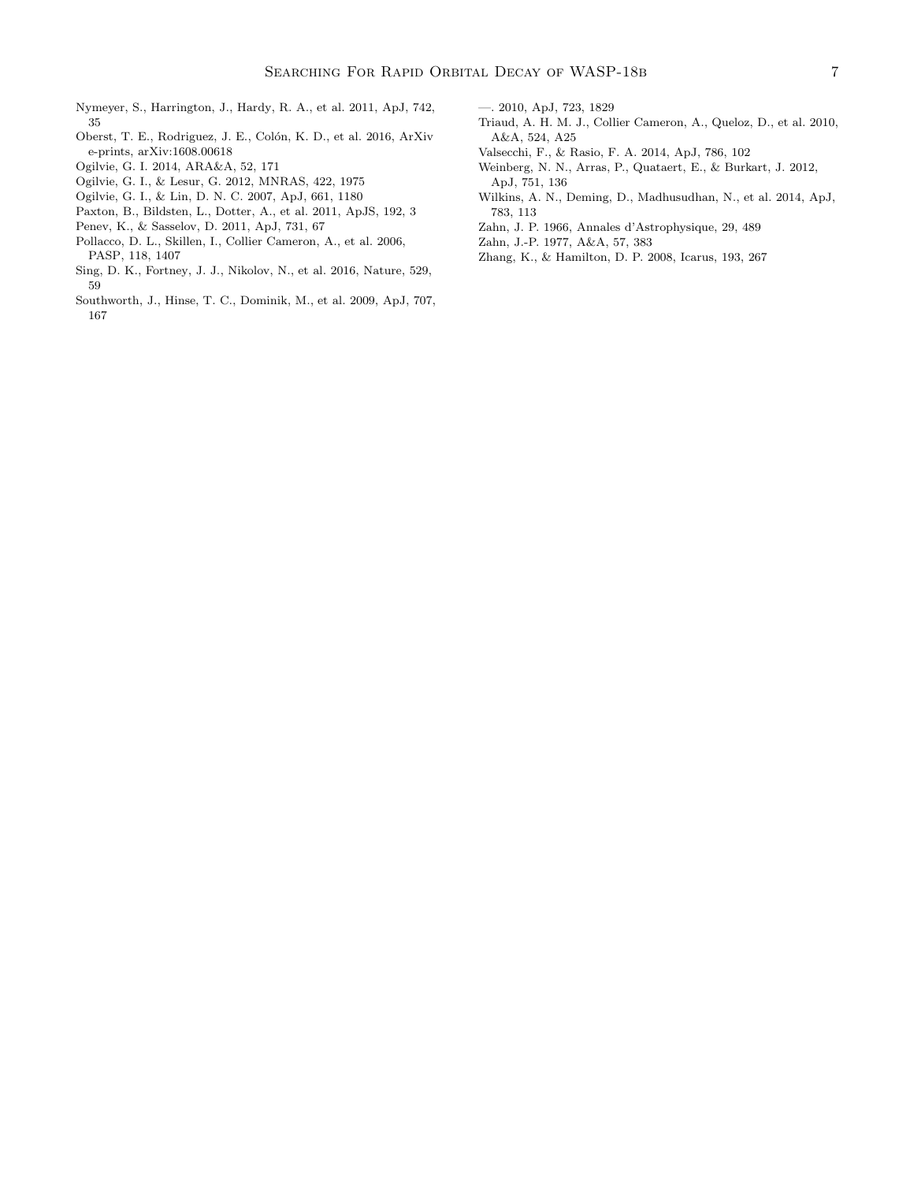Nymeyer, S., Harrington, J., Hardy, R. A., et al. 2011, ApJ, 742, 35

Oberst, T. E., Rodriguez, J. E., Colón, K. D., et al. 2016, ArXiv e-prints, arXiv:1608.00618

Ogilvie, G. I. 2014, ARA&A, 52, 171

Ogilvie, G. I., & Lesur, G. 2012, MNRAS, 422, 1975

Ogilvie, G. I., & Lin, D. N. C. 2007, ApJ, 661, 1180

Paxton, B., Bildsten, L., Dotter, A., et al. 2011, ApJS, 192, 3

Penev, K., & Sasselov, D. 2011, ApJ, 731, 67

Pollacco, D. L., Skillen, I., Collier Cameron, A., et al. 2006, PASP, 118, 1407

Sing, D. K., Fortney, J. J., Nikolov, N., et al. 2016, Nature, 529, 59

Southworth, J., Hinse, T. C., Dominik, M., et al. 2009, ApJ, 707, 167

—. 2010, ApJ, 723, 1829

Triaud, A. H. M. J., Collier Cameron, A., Queloz, D., et al. 2010, A&A, 524, A25

Valsecchi, F., & Rasio, F. A. 2014, ApJ, 786, 102

Weinberg, N. N., Arras, P., Quataert, E., & Burkart, J. 2012, ApJ, 751, 136

Wilkins, A. N., Deming, D., Madhusudhan, N., et al. 2014, ApJ, 783, 113

Zahn, J. P. 1966, Annales d'Astrophysique, 29, 489

Zahn, J.-P. 1977, A&A, 57, 383

Zhang, K., & Hamilton, D. P. 2008, Icarus, 193, 267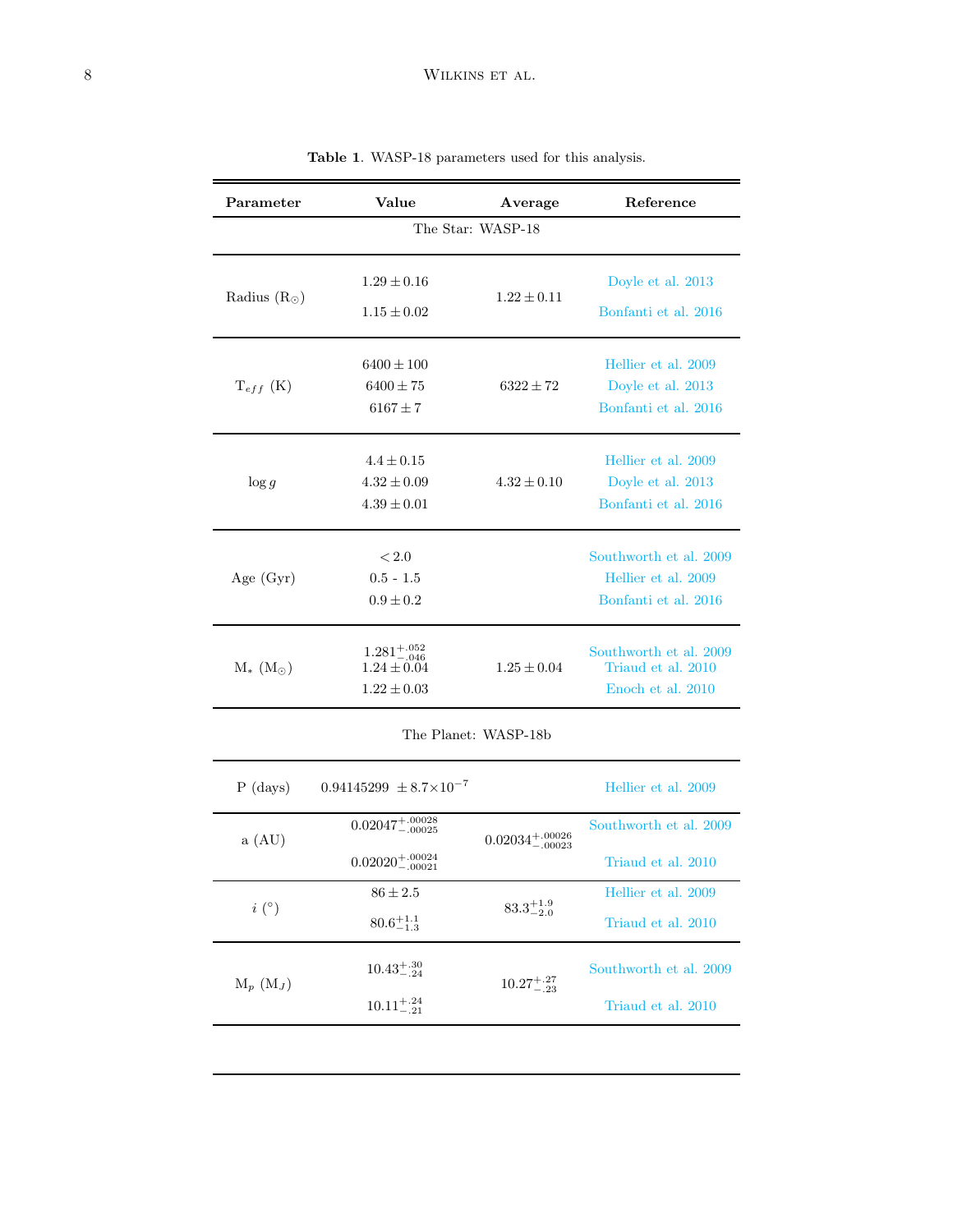**Table 1**. WASP-18 parameters used for this analysis.

| Parameter | Value | Average | Reference |
|---|---|---|---|
| The Star: WASP-18 | | | |
| Radius ($R_\odot$) | $1.29 \pm 0.16$ | $1.22 \pm 0.11$ | Doyle et al. 2013 |
| | $1.15 \pm 0.02$ | | Bonfanti et al. 2016 |
| $T_{eff}$ (K) | $6400 \pm 100$ | $6322 \pm 72$ | Hellier et al. 2009 |
| | $6400 \pm 75$ | | Doyle et al. 2013 |
| | $6167 \pm 7$ | | Bonfanti et al. 2016 |
| $\log g$ | $4.4 \pm 0.15$ | $4.32 \pm 0.10$ | Hellier et al. 2009 |
| | $4.32 \pm 0.09$ | | Doyle et al. 2013 |
| | $4.39 \pm 0.01$ | | Bonfanti et al. 2016 |
| Age (Gyr) | $< 2.0$ | | Southworth et al. 2009 |
| | 0.5 - 1.5 | | Hellier et al. 2009 |
| | $0.9 \pm 0.2$ | | Bonfanti et al. 2016 |
| $M_*$ ($M_\odot$) | $1.281^{+.052}_{-.046}$ | $1.25 \pm 0.04$ | Southworth et al. 2009 |
| | $1.24 \pm 0.04$ | | Triaud et al. 2010 |
| | $1.22 \pm 0.03$ | | Enoch et al. 2010 |
| The Planet: WASP-18b | | | |
| P (days) | $0.94145299 \pm 8.7\times10^{-7}$ | | Hellier et al. 2009 |
| a (AU) | $0.02047^{+.00028}_{-.00025}$ | $0.02034^{+.00026}_{-.00023}$ | Southworth et al. 2009 |
| | $0.02020^{+.00024}_{-.00021}$ | | Triaud et al. 2010 |
| $i$ (°) | $86 \pm 2.5$ | $83.3^{+1.9}_{-2.0}$ | Hellier et al. 2009 |
| | $80.6^{+1.1}_{-1.3}$ | | Triaud et al. 2010 |
| $M_p$ ($M_J$) | $10.43^{+.30}_{-.24}$ | $10.27^{+.27}_{-.23}$ | Southworth et al. 2009 |
| | $10.11^{+.24}_{-.21}$ | | Triaud et al. 2010 |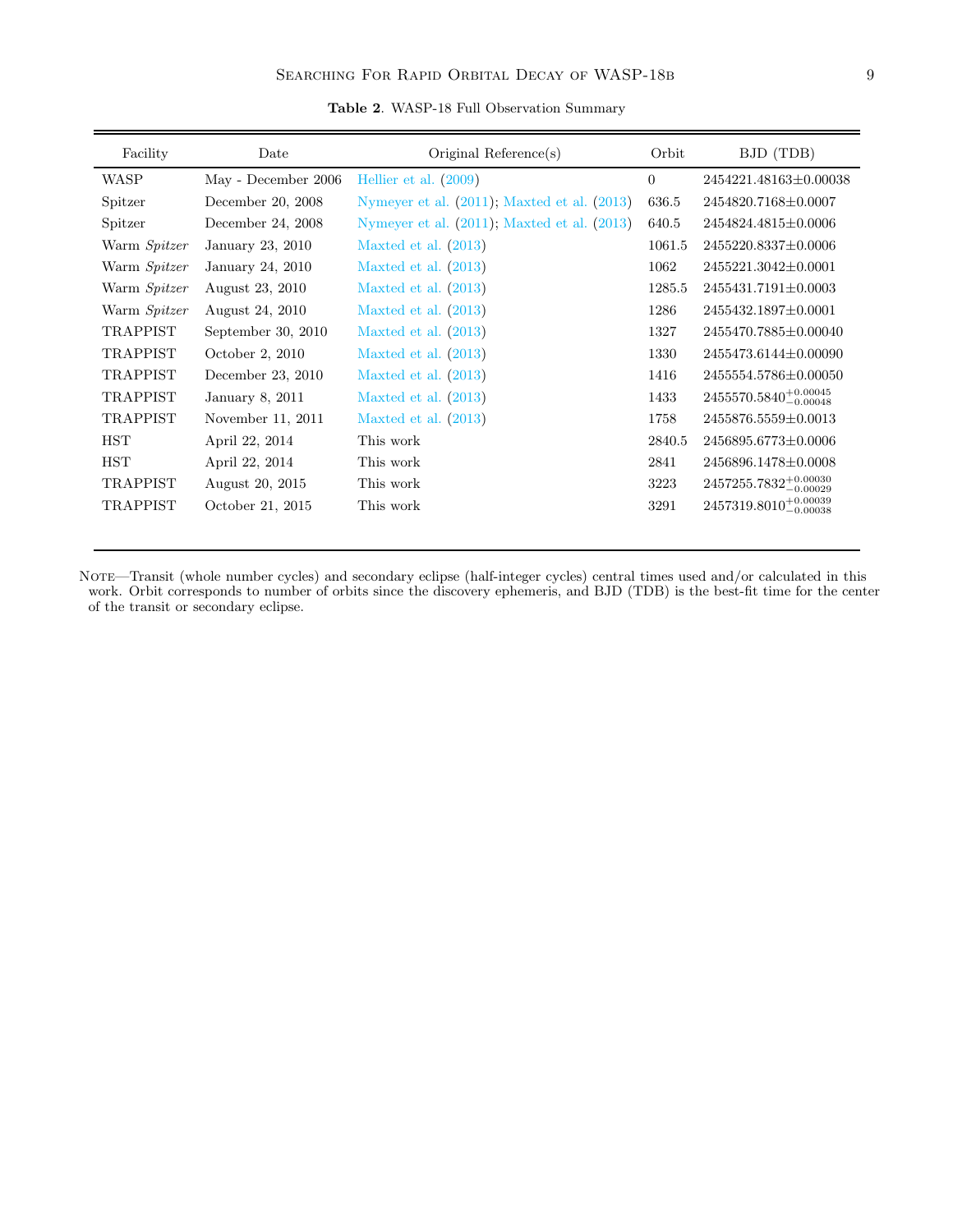**Table 2**. WASP-18 Full Observation Summary

| Facility | Date | Original Reference(s) | Orbit | BJD (TDB) |
|---|---|---|---|---|
| WASP | May - December 2006 | Hellier et al. (2009) | 0 | $2454221.48163 \pm 0.00038$ |
| Spitzer | December 20, 2008 | Nymeyer et al. (2011); Maxted et al. (2013) | 636.5 | $2454820.7168 \pm 0.0007$ |
| Spitzer | December 24, 2008 | Nymeyer et al. (2011); Maxted et al. (2013) | 640.5 | $2454824.4815 \pm 0.0006$ |
| Warm *Spitzer* | January 23, 2010 | Maxted et al. (2013) | 1061.5 | $2455220.8337 \pm 0.0006$ |
| Warm *Spitzer* | January 24, 2010 | Maxted et al. (2013) | 1062 | $2455221.3042 \pm 0.0001$ |
| Warm *Spitzer* | August 23, 2010 | Maxted et al. (2013) | 1285.5 | $2455431.7191 \pm 0.0003$ |
| Warm *Spitzer* | August 24, 2010 | Maxted et al. (2013) | 1286 | $2455432.1897 \pm 0.0001$ |
| TRAPPIST | September 30, 2010 | Maxted et al. (2013) | 1327 | $2455470.7885 \pm 0.00040$ |
| TRAPPIST | October 2, 2010 | Maxted et al. (2013) | 1330 | $2455473.6144 \pm 0.00090$ |
| TRAPPIST | December 23, 2010 | Maxted et al. (2013) | 1416 | $2455554.5786 \pm 0.00050$ |
| TRAPPIST | January 8, 2011 | Maxted et al. (2013) | 1433 | $2455570.5840^{+0.00045}_{-0.00048}$ |
| TRAPPIST | November 11, 2011 | Maxted et al. (2013) | 1758 | $2455876.5559 \pm 0.0013$ |
| HST | April 22, 2014 | This work | 2840.5 | $2456895.6773 \pm 0.0006$ |
| HST | April 22, 2014 | This work | 2841 | $2456896.1478 \pm 0.0008$ |
| TRAPPIST | August 20, 2015 | This work | 3223 | $2457255.7832^{+0.00030}_{-0.00029}$ |
| TRAPPIST | October 21, 2015 | This work | 3291 | $2457319.8010^{+0.00039}_{-0.00038}$ |

Note—Transit (whole number cycles) and secondary eclipse (half-integer cycles) central times used and/or calculated in this work. Orbit corresponds to number of orbits since the discovery ephemeris, and BJD (TDB) is the best-fit time for the center of the transit or secondary eclipse.